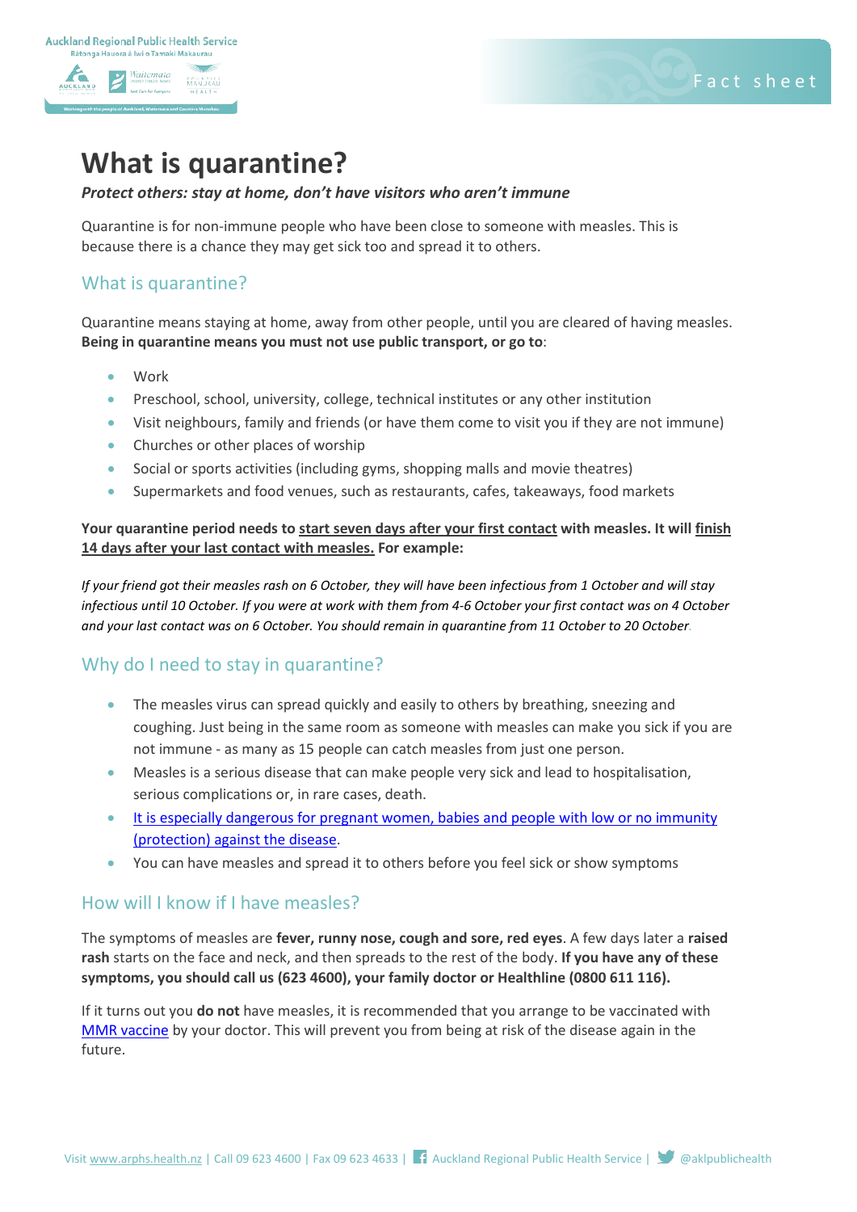# What is quarantine?

***Protect others: stay at home, don't have visitors who aren't immune***

Quarantine is for non-immune people who have been close to someone with measles. This is because there is a chance they may get sick too and spread it to others.

## What is quarantine?

Quarantine means staying at home, away from other people, until you are cleared of having measles. **Being in quarantine means you must not use public transport, or go to**:

- Work
- Preschool, school, university, college, technical institutes or any other institution
- Visit neighbours, family and friends (or have them come to visit you if they are not immune)
- Churches or other places of worship
- Social or sports activities (including gyms, shopping malls and movie theatres)
- Supermarkets and food venues, such as restaurants, cafes, takeaways, food markets

**Your quarantine period needs to start seven days after your first contact with measles. It will finish 14 days after your last contact with measles. For example:**

*If your friend got their measles rash on 6 October, they will have been infectious from 1 October and will stay infectious until 10 October. If you were at work with them from 4-6 October your first contact was on 4 October and your last contact was on 6 October. You should remain in quarantine from 11 October to 20 October.*

## Why do I need to stay in quarantine?

- The measles virus can spread quickly and easily to others by breathing, sneezing and coughing. Just being in the same room as someone with measles can make you sick if you are not immune - as many as 15 people can catch measles from just one person.
- Measles is a serious disease that can make people very sick and lead to hospitalisation, serious complications or, in rare cases, death.
- It is especially dangerous for pregnant women, babies and people with low or no immunity (protection) against the disease.
- You can have measles and spread it to others before you feel sick or show symptoms

## How will I know if I have measles?

The symptoms of measles are **fever, runny nose, cough and sore, red eyes**. A few days later a **raised rash** starts on the face and neck, and then spreads to the rest of the body. **If you have any of these symptoms, you should call us (623 4600), your family doctor or Healthline (0800 611 116).**

If it turns out you **do not** have measles, it is recommended that you arrange to be vaccinated with MMR vaccine by your doctor. This will prevent you from being at risk of the disease again in the future.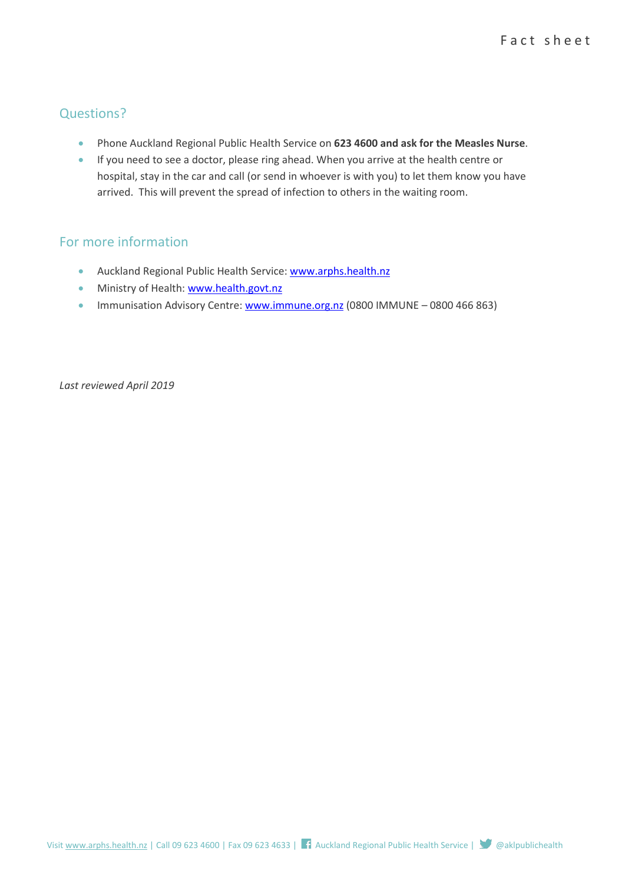## Questions?

- Phone Auckland Regional Public Health Service on **623 4600 and ask for the Measles Nurse**.
- If you need to see a doctor, please ring ahead. When you arrive at the health centre or hospital, stay in the car and call (or send in whoever is with you) to let them know you have arrived. This will prevent the spread of infection to others in the waiting room.

## For more information

- Auckland Regional Public Health Service: www.arphs.health.nz
- Ministry of Health: www.health.govt.nz
- Immunisation Advisory Centre: www.immune.org.nz (0800 IMMUNE – 0800 466 863)

*Last reviewed April 2019*